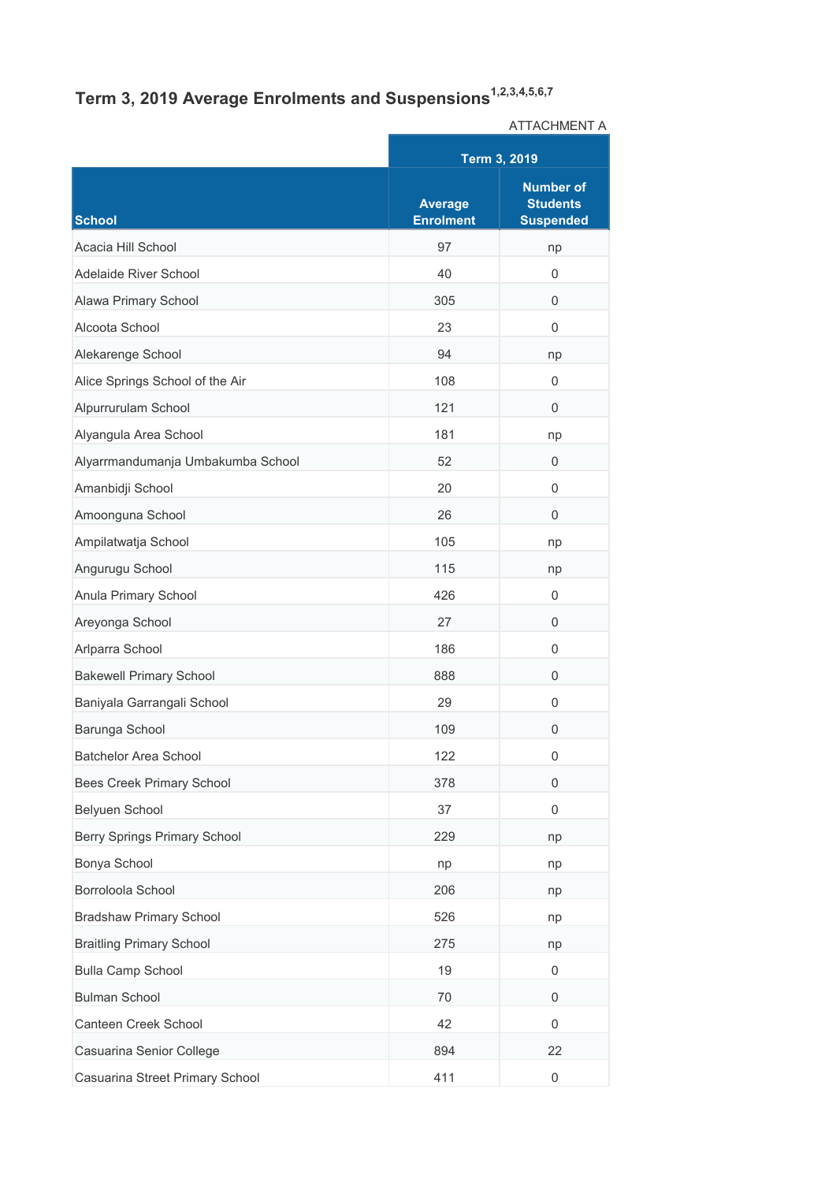## Term 3, 2019 Average Enrolments and Suspensions[1,2,3,4,5,6,7]

ATTACHMENT A

| | Term 3, 2019 | |
|---|---|---|
| **School** | **Average Enrolment** | **Number of Students Suspended** |
| Acacia Hill School | 97 | np |
| Adelaide River School | 40 | 0 |
| Alawa Primary School | 305 | 0 |
| Alcoota School | 23 | 0 |
| Alekarenge School | 94 | np |
| Alice Springs School of the Air | 108 | 0 |
| Alpurrurulam School | 121 | 0 |
| Alyangula Area School | 181 | np |
| Alyarrmandumanja Umbakumba School | 52 | 0 |
| Amanbidji School | 20 | 0 |
| Amoonguna School | 26 | 0 |
| Ampilatwatja School | 105 | np |
| Angurugu School | 115 | np |
| Anula Primary School | 426 | 0 |
| Areyonga School | 27 | 0 |
| Arlparra School | 186 | 0 |
| Bakewell Primary School | 888 | 0 |
| Baniyala Garrangali School | 29 | 0 |
| Barunga School | 109 | 0 |
| Batchelor Area School | 122 | 0 |
| Bees Creek Primary School | 378 | 0 |
| Belyuen School | 37 | 0 |
| Berry Springs Primary School | 229 | np |
| Bonya School | np | np |
| Borroloola School | 206 | np |
| Bradshaw Primary School | 526 | np |
| Braitling Primary School | 275 | np |
| Bulla Camp School | 19 | 0 |
| Bulman School | 70 | 0 |
| Canteen Creek School | 42 | 0 |
| Casuarina Senior College | 894 | 22 |
| Casuarina Street Primary School | 411 | 0 |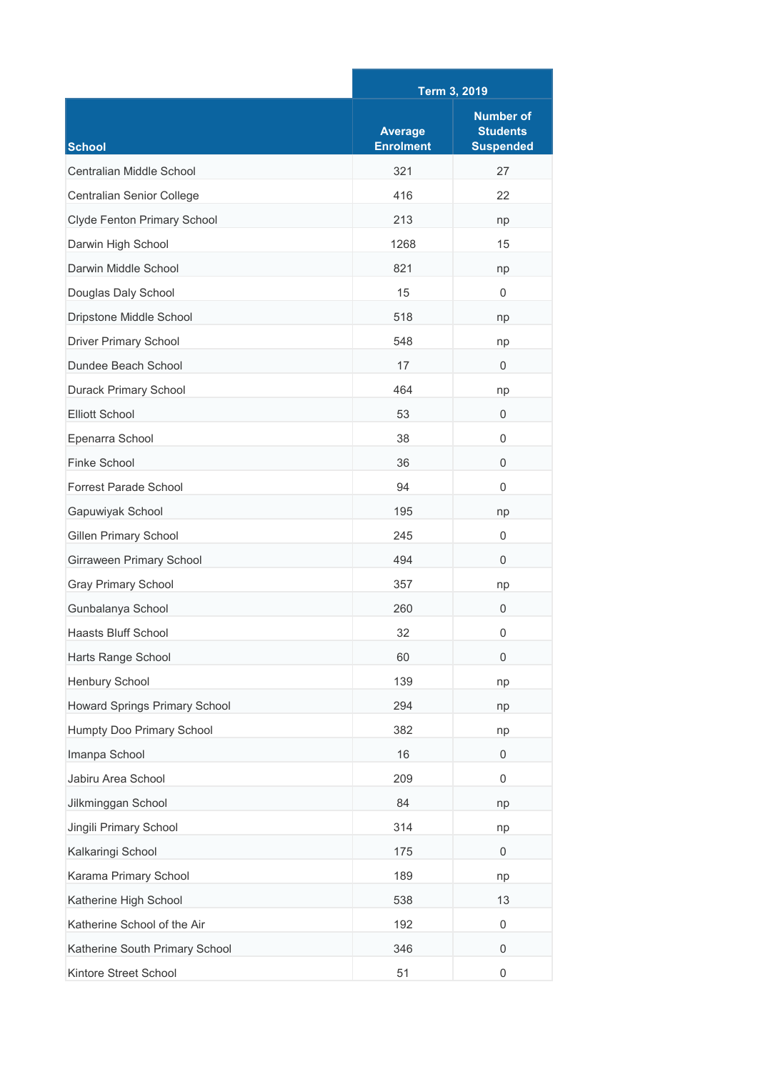| School | Term 3, 2019 | |
|---|---|---|
| | Average Enrolment | Number of Students Suspended |
| Centralian Middle School | 321 | 27 |
| Centralian Senior College | 416 | 22 |
| Clyde Fenton Primary School | 213 | np |
| Darwin High School | 1268 | 15 |
| Darwin Middle School | 821 | np |
| Douglas Daly School | 15 | 0 |
| Dripstone Middle School | 518 | np |
| Driver Primary School | 548 | np |
| Dundee Beach School | 17 | 0 |
| Durack Primary School | 464 | np |
| Elliott School | 53 | 0 |
| Epenarra School | 38 | 0 |
| Finke School | 36 | 0 |
| Forrest Parade School | 94 | 0 |
| Gapuwiyak School | 195 | np |
| Gillen Primary School | 245 | 0 |
| Girraween Primary School | 494 | 0 |
| Gray Primary School | 357 | np |
| Gunbalanya School | 260 | 0 |
| Haasts Bluff School | 32 | 0 |
| Harts Range School | 60 | 0 |
| Henbury School | 139 | np |
| Howard Springs Primary School | 294 | np |
| Humpty Doo Primary School | 382 | np |
| Imanpa School | 16 | 0 |
| Jabiru Area School | 209 | 0 |
| Jilkminggan School | 84 | np |
| Jingili Primary School | 314 | np |
| Kalkaringi School | 175 | 0 |
| Karama Primary School | 189 | np |
| Katherine High School | 538 | 13 |
| Katherine School of the Air | 192 | 0 |
| Katherine South Primary School | 346 | 0 |
| Kintore Street School | 51 | 0 |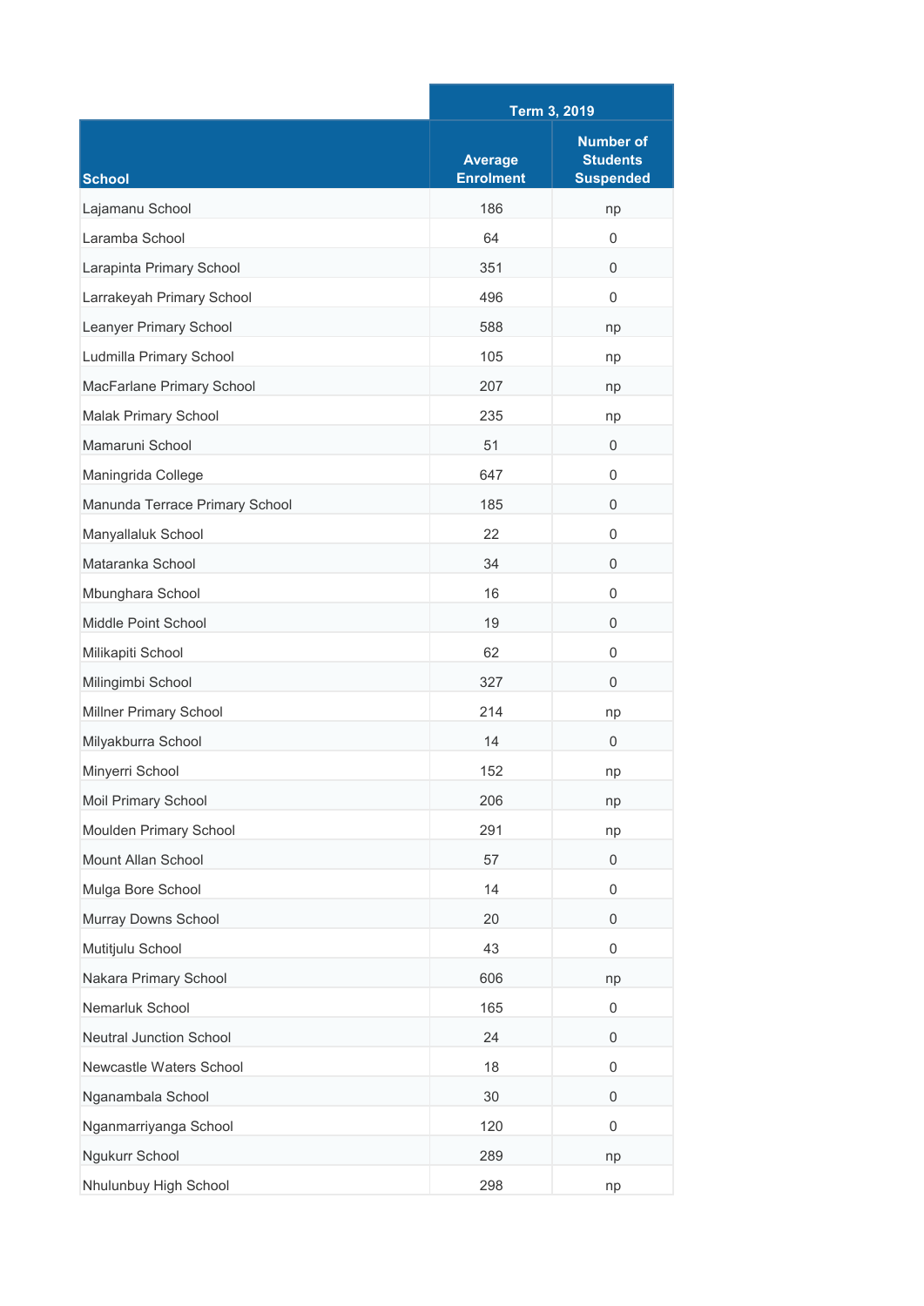| School | Term 3, 2019 | |
|---|---|---|
| | Average Enrolment | Number of Students Suspended |
| Lajamanu School | 186 | np |
| Laramba School | 64 | 0 |
| Larapinta Primary School | 351 | 0 |
| Larrakeyah Primary School | 496 | 0 |
| Leanyer Primary School | 588 | np |
| Ludmilla Primary School | 105 | np |
| MacFarlane Primary School | 207 | np |
| Malak Primary School | 235 | np |
| Mamaruni School | 51 | 0 |
| Maningrida College | 647 | 0 |
| Manunda Terrace Primary School | 185 | 0 |
| Manyallaluk School | 22 | 0 |
| Mataranka School | 34 | 0 |
| Mbunghara School | 16 | 0 |
| Middle Point School | 19 | 0 |
| Milikapiti School | 62 | 0 |
| Milingimbi School | 327 | 0 |
| Millner Primary School | 214 | np |
| Milyakburra School | 14 | 0 |
| Minyerri School | 152 | np |
| Moil Primary School | 206 | np |
| Moulden Primary School | 291 | np |
| Mount Allan School | 57 | 0 |
| Mulga Bore School | 14 | 0 |
| Murray Downs School | 20 | 0 |
| Mutitjulu School | 43 | 0 |
| Nakara Primary School | 606 | np |
| Nemarluk School | 165 | 0 |
| Neutral Junction School | 24 | 0 |
| Newcastle Waters School | 18 | 0 |
| Nganambala School | 30 | 0 |
| Nganmarriyanga School | 120 | 0 |
| Ngukurr School | 289 | np |
| Nhulunbuy High School | 298 | np |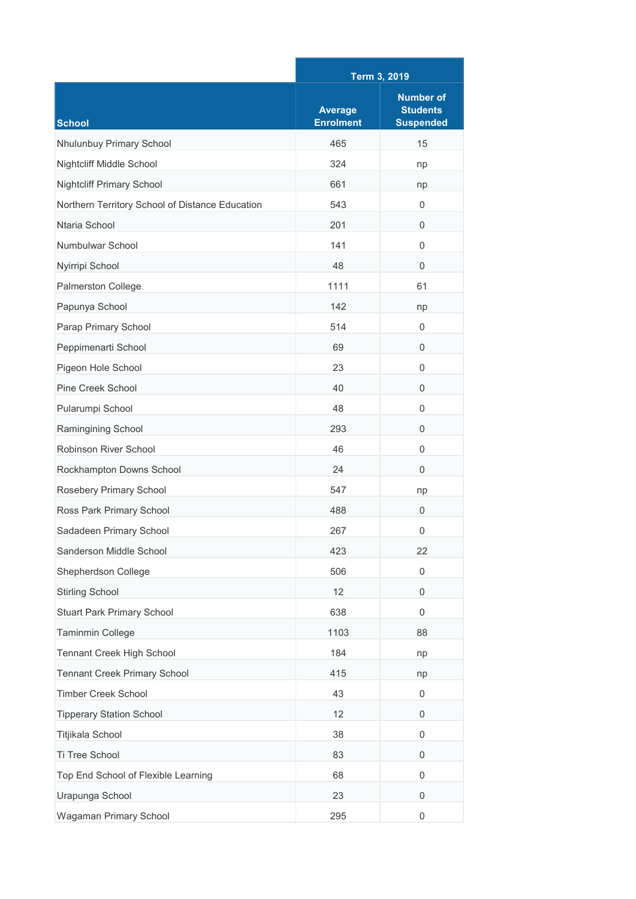| School | Term 3, 2019 | |
|---|---|---|
| | Average Enrolment | Number of Students Suspended |
| Nhulunbuy Primary School | 465 | 15 |
| Nightcliff Middle School | 324 | np |
| Nightcliff Primary School | 661 | np |
| Northern Territory School of Distance Education | 543 | 0 |
| Ntaria School | 201 | 0 |
| Numbulwar School | 141 | 0 |
| Nyirripi School | 48 | 0 |
| Palmerston College | 1111 | 61 |
| Papunya School | 142 | np |
| Parap Primary School | 514 | 0 |
| Peppimenarti School | 69 | 0 |
| Pigeon Hole School | 23 | 0 |
| Pine Creek School | 40 | 0 |
| Pularumpi School | 48 | 0 |
| Ramingining School | 293 | 0 |
| Robinson River School | 46 | 0 |
| Rockhampton Downs School | 24 | 0 |
| Rosebery Primary School | 547 | np |
| Ross Park Primary School | 488 | 0 |
| Sadadeen Primary School | 267 | 0 |
| Sanderson Middle School | 423 | 22 |
| Shepherdson College | 506 | 0 |
| Stirling School | 12 | 0 |
| Stuart Park Primary School | 638 | 0 |
| Taminmin College | 1103 | 88 |
| Tennant Creek High School | 184 | np |
| Tennant Creek Primary School | 415 | np |
| Timber Creek School | 43 | 0 |
| Tipperary Station School | 12 | 0 |
| Titjikala School | 38 | 0 |
| Ti Tree School | 83 | 0 |
| Top End School of Flexible Learning | 68 | 0 |
| Urapunga School | 23 | 0 |
| Wagaman Primary School | 295 | 0 |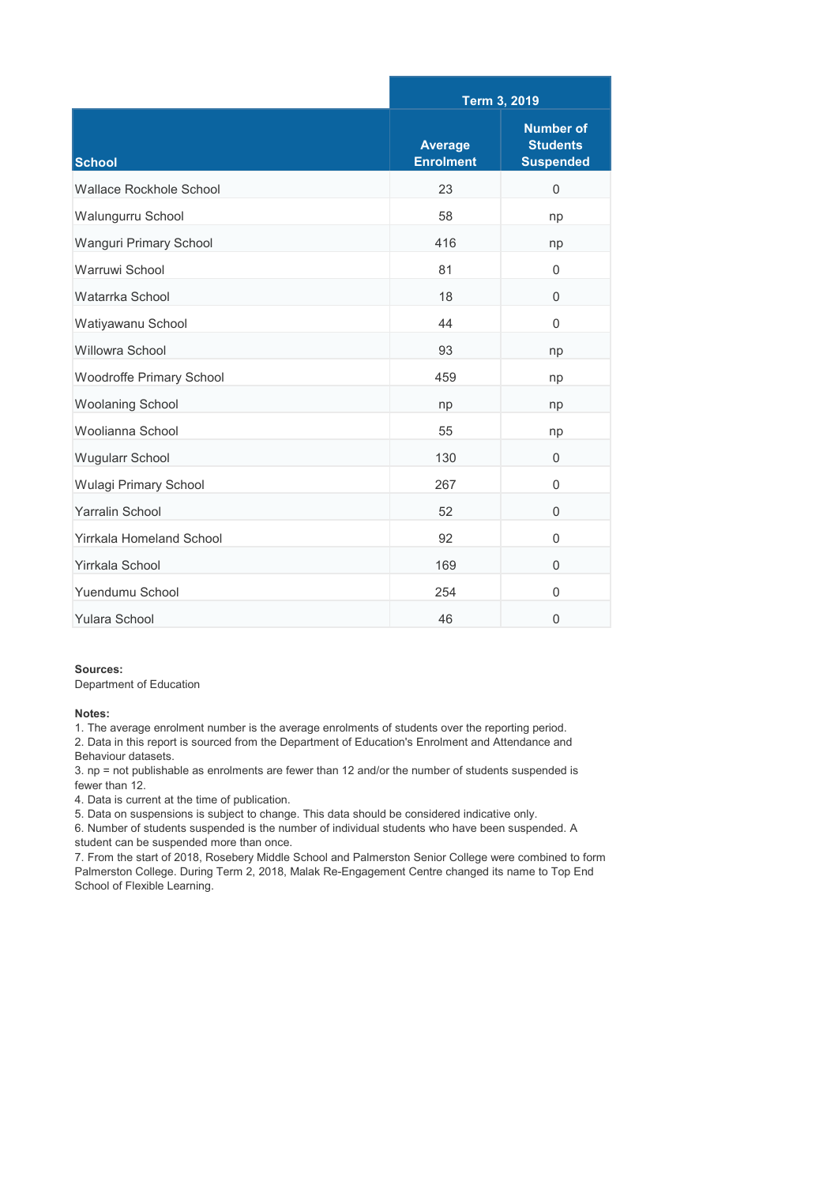| School | Term 3, 2019 | |
|---|---|---|
| | Average Enrolment | Number of Students Suspended |
| Wallace Rockhole School | 23 | 0 |
| Walungurru School | 58 | np |
| Wanguri Primary School | 416 | np |
| Warruwi School | 81 | 0 |
| Watarrka School | 18 | 0 |
| Watiyawanu School | 44 | 0 |
| Willowra School | 93 | np |
| Woodroffe Primary School | 459 | np |
| Woolaning School | np | np |
| Woolianna School | 55 | np |
| Wugularr School | 130 | 0 |
| Wulagi Primary School | 267 | 0 |
| Yarralin School | 52 | 0 |
| Yirrkala Homeland School | 92 | 0 |
| Yirrkala School | 169 | 0 |
| Yuendumu School | 254 | 0 |
| Yulara School | 46 | 0 |

**Sources:**
Department of Education

**Notes:**
1. The average enrolment number is the average enrolments of students over the reporting period.
2. Data in this report is sourced from the Department of Education's Enrolment and Attendance and Behaviour datasets.
3. np = not publishable as enrolments are fewer than 12 and/or the number of students suspended is fewer than 12.
4. Data is current at the time of publication.
5. Data on suspensions is subject to change. This data should be considered indicative only.
6. Number of students suspended is the number of individual students who have been suspended. A student can be suspended more than once.
7. From the start of 2018, Rosebery Middle School and Palmerston Senior College were combined to form Palmerston College. During Term 2, 2018, Malak Re-Engagement Centre changed its name to Top End School of Flexible Learning.